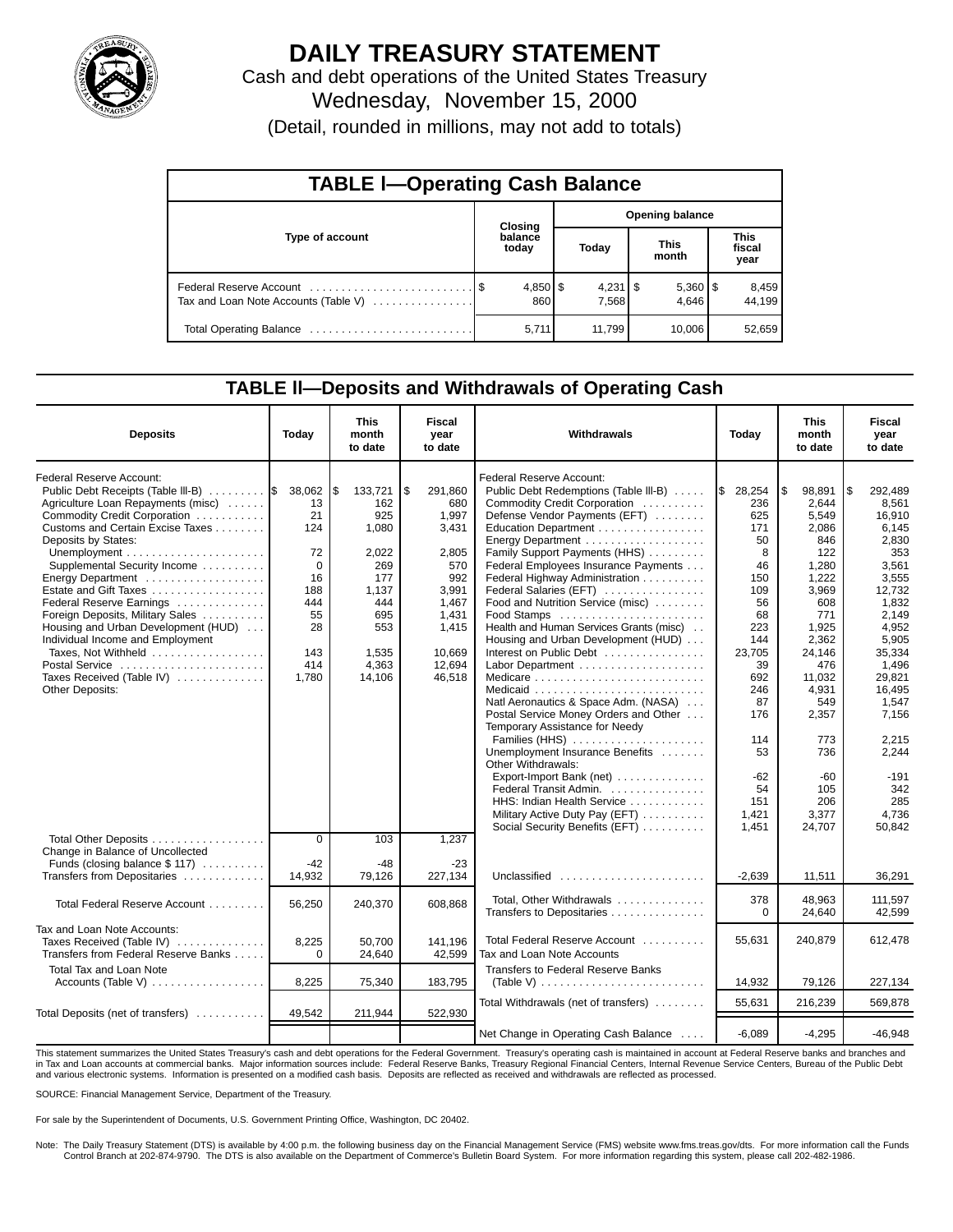# DAILY TREASURY STATEMENT

Cash and debt operations of the United States Treasury

Wednesday, November 15, 2000

(Detail, rounded in millions, may not add to totals)

## TABLE I—Operating Cash Balance

| Type of account | Closing balance today | Opening balance Today | Opening balance This month | Opening balance This fiscal year |
|---|---|---|---|---|
| Federal Reserve Account | $ 4,850 | $ 4,231 | $ 5,360 | $ 8,459 |
| Tax and Loan Note Accounts (Table V) | 860 | 7,568 | 4,646 | 44,199 |
| Total Operating Balance | 5,711 | 11,799 | 10,006 | 52,659 |

## TABLE II—Deposits and Withdrawals of Operating Cash

| Deposits | Today | This month to date | Fiscal year to date |
|---|---|---|---|
| Federal Reserve Account: | | | |
| Public Debt Receipts (Table III-B) | $ 38,062 | $ 133,721 | $ 291,860 |
| Agriculture Loan Repayments (misc) | 13 | 162 | 680 |
| Commodity Credit Corporation | 21 | 925 | 1,997 |
| Customs and Certain Excise Taxes | 124 | 1,080 | 3,431 |
| Deposits by States: | | | |
| Unemployment | 72 | 2,022 | 2,805 |
| Supplemental Security Income | 0 | 269 | 570 |
| Energy Department | 16 | 177 | 992 |
| Estate and Gift Taxes | 188 | 1,137 | 3,991 |
| Federal Reserve Earnings | 444 | 444 | 1,467 |
| Foreign Deposits, Military Sales | 55 | 695 | 1,431 |
| Housing and Urban Development (HUD) | 28 | 553 | 1,415 |
| Individual Income and Employment Taxes, Not Withheld | 143 | 1,535 | 10,669 |
| Postal Service | 414 | 4,363 | 12,694 |
| Taxes Received (Table IV) | 1,780 | 14,106 | 46,518 |
| Other Deposits: | | | |
| Total Other Deposits | 0 | 103 | 1,237 |
| Change in Balance of Uncollected Funds (closing balance $ 117) | -42 | -48 | -23 |
| Transfers from Depositaries | 14,932 | 79,126 | 227,134 |
| Total Federal Reserve Account | 56,250 | 240,370 | 608,868 |
| Tax and Loan Note Accounts: | | | |
| Taxes Received (Table IV) | 8,225 | 50,700 | 141,196 |
| Transfers from Federal Reserve Banks | 0 | 24,640 | 42,599 |
| Total Tax and Loan Note Accounts (Table V) | 8,225 | 75,340 | 183,795 |
| Total Deposits (net of transfers) | 49,542 | 211,944 | 522,930 |

| Withdrawals | Today | This month to date | Fiscal year to date |
|---|---|---|---|
| Federal Reserve Account: | | | |
| Public Debt Redemptions (Table III-B) | $ 28,254 | $ 98,891 | $ 292,489 |
| Commodity Credit Corporation | 236 | 2,644 | 8,561 |
| Defense Vendor Payments (EFT) | 625 | 5,549 | 16,910 |
| Education Department | 171 | 2,086 | 6,145 |
| Energy Department | 50 | 846 | 2,830 |
| Family Support Payments (HHS) | 8 | 122 | 353 |
| Federal Employees Insurance Payments | 46 | 1,280 | 3,561 |
| Federal Highway Administration | 150 | 1,222 | 3,555 |
| Federal Salaries (EFT) | 109 | 3,969 | 12,732 |
| Food and Nutrition Service (misc) | 56 | 608 | 1,832 |
| Food Stamps | 68 | 771 | 2,149 |
| Health and Human Services Grants (misc) | 223 | 1,925 | 4,952 |
| Housing and Urban Development (HUD) | 144 | 2,362 | 5,905 |
| Interest on Public Debt | 23,705 | 24,146 | 35,334 |
| Labor Department | 39 | 476 | 1,496 |
| Medicare | 692 | 11,032 | 29,821 |
| Medicaid | 246 | 4,931 | 16,495 |
| Natl Aeronautics & Space Adm. (NASA) | 87 | 549 | 1,547 |
| Postal Service Money Orders and Other | 176 | 2,357 | 7,156 |
| Temporary Assistance for Needy Families (HHS) | 114 | 773 | 2,215 |
| Unemployment Insurance Benefits | 53 | 736 | 2,244 |
| Other Withdrawals: | | | |
| Export-Import Bank (net) | -62 | -60 | -191 |
| Federal Transit Admin. | 54 | 105 | 342 |
| HHS: Indian Health Service | 151 | 206 | 285 |
| Military Active Duty Pay (EFT) | 1,421 | 3,377 | 4,736 |
| Social Security Benefits (EFT) | 1,451 | 24,707 | 50,842 |
| Unclassified | -2,639 | 11,511 | 36,291 |
| Total, Other Withdrawals | 378 | 48,963 | 111,597 |
| Transfers to Depositaries | 0 | 24,640 | 42,599 |
| Total Federal Reserve Account | 55,631 | 240,879 | 612,478 |
| Tax and Loan Note Accounts | | | |
| Transfers to Federal Reserve Banks (Table V) | 14,932 | 79,126 | 227,134 |
| Total Withdrawals (net of transfers) | 55,631 | 216,239 | 569,878 |
| Net Change in Operating Cash Balance | -6,089 | -4,295 | -46,948 |

This statement summarizes the United States Treasury's cash and debt operations for the Federal Government. Treasury's operating cash is maintained in account at Federal Reserve banks and branches and in Tax and Loan accounts at commercial banks. Major information sources include: Federal Reserve Banks, Treasury Regional Financial Centers, Internal Revenue Service Centers, Bureau of the Public Debt and various electronic systems. Information is presented on a modified cash basis. Deposits are reflected as received and withdrawals are reflected as processed.

SOURCE: Financial Management Service, Department of the Treasury.

For sale by the Superintendent of Documents, U.S. Government Printing Office, Washington, DC 20402.

Note: The Daily Treasury Statement (DTS) is available by 4:00 p.m. the following business day on the Financial Management Service (FMS) website www.fms.treas.gov/dts. For more information call the Funds Control Branch at 202-874-9790. The DTS is also available on the Department of Commerce's Bulletin Board System. For more information regarding this system, please call 202-482-1986.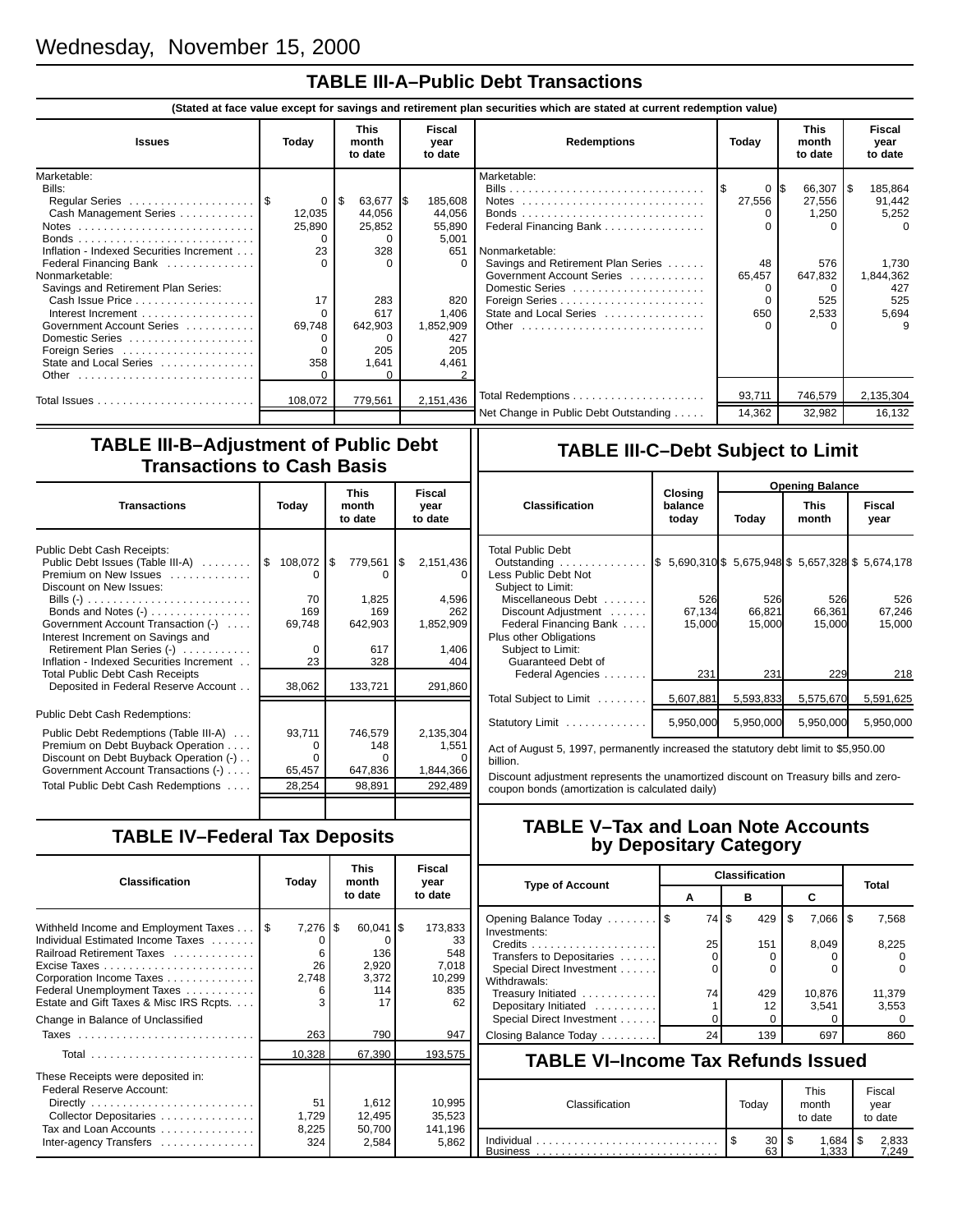Wednesday, November 15, 2000

## TABLE III-A–Public Debt Transactions

(Stated at face value except for savings and retirement plan securities which are stated at current redemption value)

| Issues | Today | This month to date | Fiscal year to date |
|---|---|---|---|
| Marketable: | | | |
| Bills: | | | |
| Regular Series | $ 0 | $ 63,677 | $ 185,608 |
| Cash Management Series | 12,035 | 44,056 | 44,056 |
| Notes | 25,890 | 25,852 | 55,890 |
| Bonds | 0 | 0 | 5,001 |
| Inflation - Indexed Securities Increment | 23 | 328 | 651 |
| Federal Financing Bank | 0 | 0 | 0 |
| Nonmarketable: | | | |
| Savings and Retirement Plan Series: | | | |
| Cash Issue Price | 17 | 283 | 820 |
| Interest Increment | 0 | 617 | 1,406 |
| Government Account Series | 69,748 | 642,903 | 1,852,909 |
| Domestic Series | 0 | 0 | 427 |
| Foreign Series | 0 | 205 | 205 |
| State and Local Series | 358 | 1,641 | 4,461 |
| Other | 0 | 0 | 2 |
| Total Issues | 108,072 | 779,561 | 2,151,436 |

| Redemptions | Today | This month to date | Fiscal year to date |
|---|---|---|---|
| Marketable: | | | |
| Bills | $ 0 | $ 66,307 | $ 185,864 |
| Notes | 27,556 | 27,556 | 91,442 |
| Bonds | 0 | 1,250 | 5,252 |
| Federal Financing Bank | 0 | 0 | 0 |
| Nonmarketable: | | | |
| Savings and Retirement Plan Series | 48 | 576 | 1,730 |
| Government Account Series | 65,457 | 647,832 | 1,844,362 |
| Domestic Series | 0 | 0 | 427 |
| Foreign Series | 0 | 525 | 525 |
| State and Local Series | 650 | 2,533 | 5,694 |
| Other | 0 | 0 | 9 |
| Total Redemptions | 93,711 | 746,579 | 2,135,304 |
| Net Change in Public Debt Outstanding | 14,362 | 32,982 | 16,132 |

## TABLE III-B–Adjustment of Public Debt Transactions to Cash Basis

| Transactions | Today | This month to date | Fiscal year to date |
|---|---|---|---|
| Public Debt Cash Receipts: | | | |
| Public Debt Issues (Table III-A) | $ 108,072 | $ 779,561 | $ 2,151,436 |
| Premium on New Issues | 0 | 0 | 0 |
| Discount on New Issues: | | | |
| Bills (-) | 70 | 1,825 | 4,596 |
| Bonds and Notes (-) | 169 | 169 | 262 |
| Government Account Transaction (-) | 69,748 | 642,903 | 1,852,909 |
| Interest Increment on Savings and Retirement Plan Series (-) | 0 | 617 | 1,406 |
| Inflation - Indexed Securities Increment | 23 | 328 | 404 |
| Total Public Debt Cash Receipts Deposited in Federal Reserve Account | 38,062 | 133,721 | 291,860 |
| Public Debt Cash Redemptions: | | | |
| Public Debt Redemptions (Table III-A) | 93,711 | 746,579 | 2,135,304 |
| Premium on Debt Buyback Operation | 0 | 148 | 1,551 |
| Discount on Debt Buyback Operation (-) | 0 | 0 | 0 |
| Government Account Transactions (-) | 65,457 | 647,836 | 1,844,366 |
| Total Public Debt Cash Redemptions | 28,254 | 98,891 | 292,489 |

## TABLE III-C–Debt Subject to Limit

| Classification | Closing balance today | Opening Balance Today | Opening Balance This month | Opening Balance Fiscal year |
|---|---|---|---|---|
| Total Public Debt Outstanding | $ 5,690,310 | $ 5,675,948 | $ 5,657,328 | $ 5,674,178 |
| Less Public Debt Not Subject to Limit: | | | | |
| Miscellaneous Debt | 526 | 526 | 526 | 526 |
| Discount Adjustment | 67,134 | 66,821 | 66,361 | 67,246 |
| Federal Financing Bank | 15,000 | 15,000 | 15,000 | 15,000 |
| Plus other Obligations Subject to Limit: | | | | |
| Guaranteed Debt of Federal Agencies | 231 | 231 | 229 | 218 |
| Total Subject to Limit | 5,607,881 | 5,593,833 | 5,575,670 | 5,591,625 |
| Statutory Limit | 5,950,000 | 5,950,000 | 5,950,000 | 5,950,000 |

Act of August 5, 1997, permanently increased the statutory debt limit to $5,950.00 billion.

Discount adjustment represents the unamortized discount on Treasury bills and zero-coupon bonds (amortization is calculated daily)

## TABLE IV–Federal Tax Deposits

| Classification | Today | This month to date | Fiscal year to date |
|---|---|---|---|
| Withheld Income and Employment Taxes | $ 7,276 | $ 60,041 | $ 173,833 |
| Individual Estimated Income Taxes | 0 | 0 | 33 |
| Railroad Retirement Taxes | 6 | 136 | 548 |
| Excise Taxes | 26 | 2,920 | 7,018 |
| Corporation Income Taxes | 2,748 | 3,372 | 10,299 |
| Federal Unemployment Taxes | 6 | 114 | 835 |
| Estate and Gift Taxes & Misc IRS Rcpts. | 3 | 17 | 62 |
| Change in Balance of Unclassified Taxes | 263 | 790 | 947 |
| Total | 10,328 | 67,390 | 193,575 |
| These Receipts were deposited in: | | | |
| Federal Reserve Account: | | | |
| Directly | 51 | 1,612 | 10,995 |
| Collector Depositaries | 1,729 | 12,495 | 35,523 |
| Tax and Loan Accounts | 8,225 | 50,700 | 141,196 |
| Inter-agency Transfers | 324 | 2,584 | 5,862 |

## TABLE V–Tax and Loan Note Accounts by Depositary Category

| Type of Account | Classification A | Classification B | Classification C | Total |
|---|---|---|---|---|
| Opening Balance Today | $ 74 | $ 429 | $ 7,066 | $ 7,568 |
| Investments: | | | | |
| Credits | 25 | 151 | 8,049 | 8,225 |
| Transfers to Depositaries | 0 | 0 | 0 | 0 |
| Special Direct Investment | 0 | 0 | 0 | 0 |
| Withdrawals: | | | | |
| Treasury Initiated | 74 | 429 | 10,876 | 11,379 |
| Depositary Initiated | 1 | 12 | 3,541 | 3,553 |
| Special Direct Investment | 0 | 0 | 0 | 0 |
| Closing Balance Today | 24 | 139 | 697 | 860 |

## TABLE VI–Income Tax Refunds Issued

| Classification | Today | This month to date | Fiscal year to date |
|---|---|---|---|
| Individual | $ 30 | $ 1,684 | $ 2,833 |
| Business | 63 | 1,333 | 7,249 |